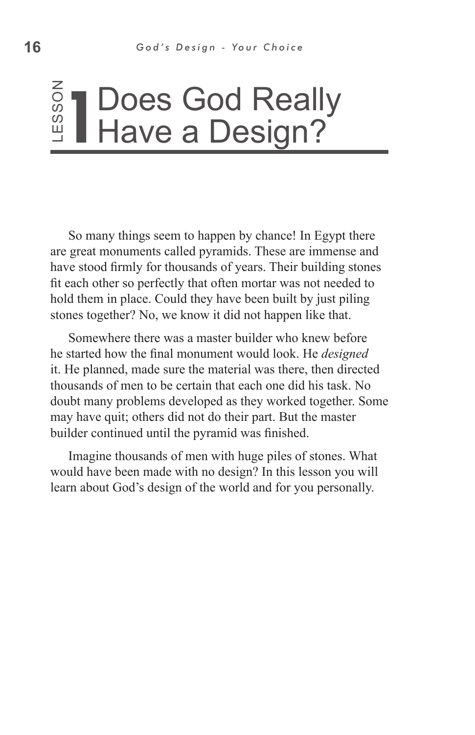# Lesson 1 Does God Really Have a Design?

So many things seem to happen by chance! In Egypt there are great monuments called pyramids. These are immense and have stood firmly for thousands of years. Their building stones fit each other so perfectly that often mortar was not needed to hold them in place. Could they have been built by just piling stones together? No, we know it did not happen like that.

Somewhere there was a master builder who knew before he started how the final monument would look. He *designed* it. He planned, made sure the material was there, then directed thousands of men to be certain that each one did his task. No doubt many problems developed as they worked together. Some may have quit; others did not do their part. But the master builder continued until the pyramid was finished.

Imagine thousands of men with huge piles of stones. What would have been made with no design? In this lesson you will learn about God's design of the world and for you personally.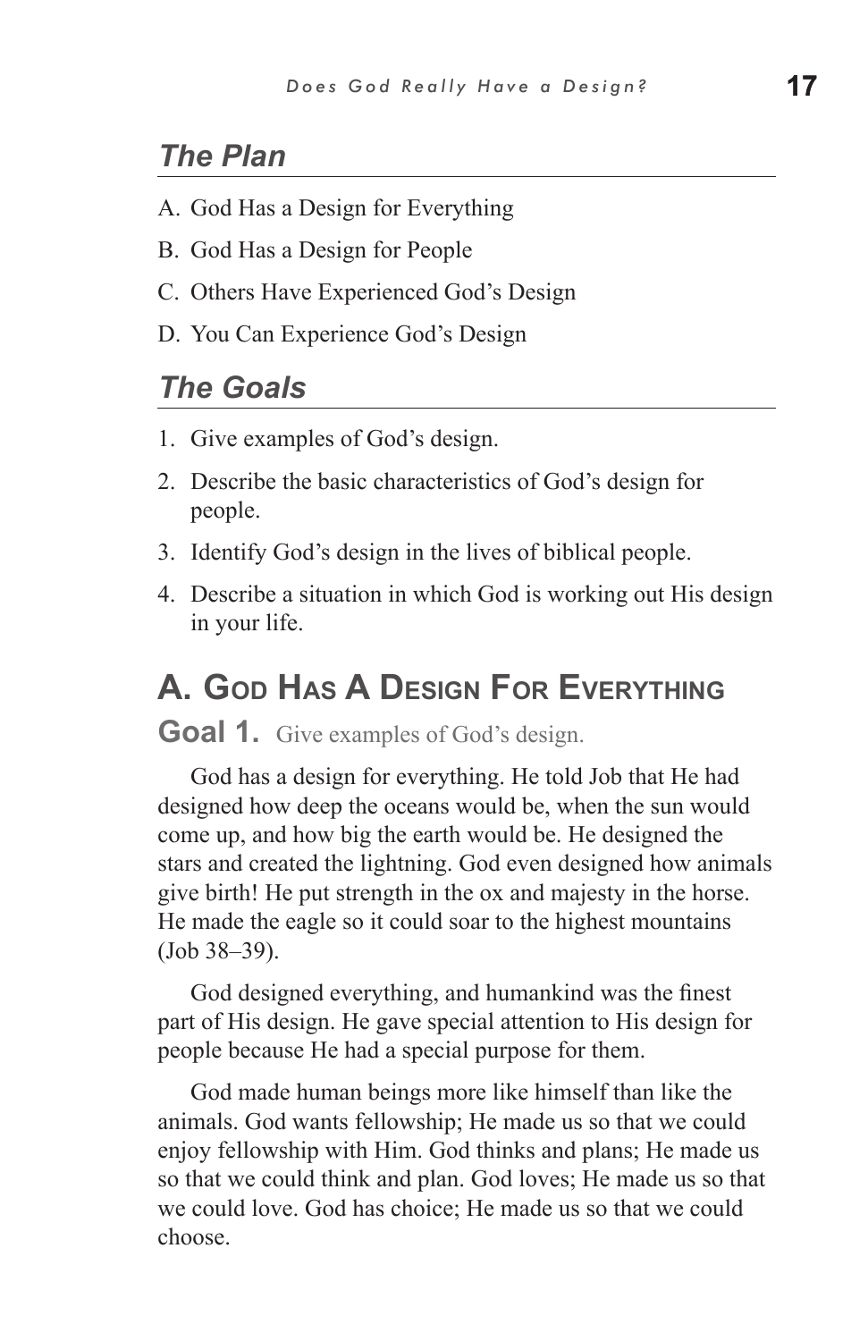## *The Plan*

A. God Has a Design for Everything

B. God Has a Design for People

C. Others Have Experienced God's Design

D. You Can Experience God's Design

## *The Goals*

1. Give examples of God's design.
2. Describe the basic characteristics of God's design for people.
3. Identify God's design in the lives of biblical people.
4. Describe a situation in which God is working out His design in your life.

# A. God Has A Design For Everything

**Goal 1.** Give examples of God's design.

God has a design for everything. He told Job that He had designed how deep the oceans would be, when the sun would come up, and how big the earth would be. He designed the stars and created the lightning. God even designed how animals give birth! He put strength in the ox and majesty in the horse. He made the eagle so it could soar to the highest mountains (Job 38–39).

God designed everything, and humankind was the finest part of His design. He gave special attention to His design for people because He had a special purpose for them.

God made human beings more like himself than like the animals. God wants fellowship; He made us so that we could enjoy fellowship with Him. God thinks and plans; He made us so that we could think and plan. God loves; He made us so that we could love. God has choice; He made us so that we could choose.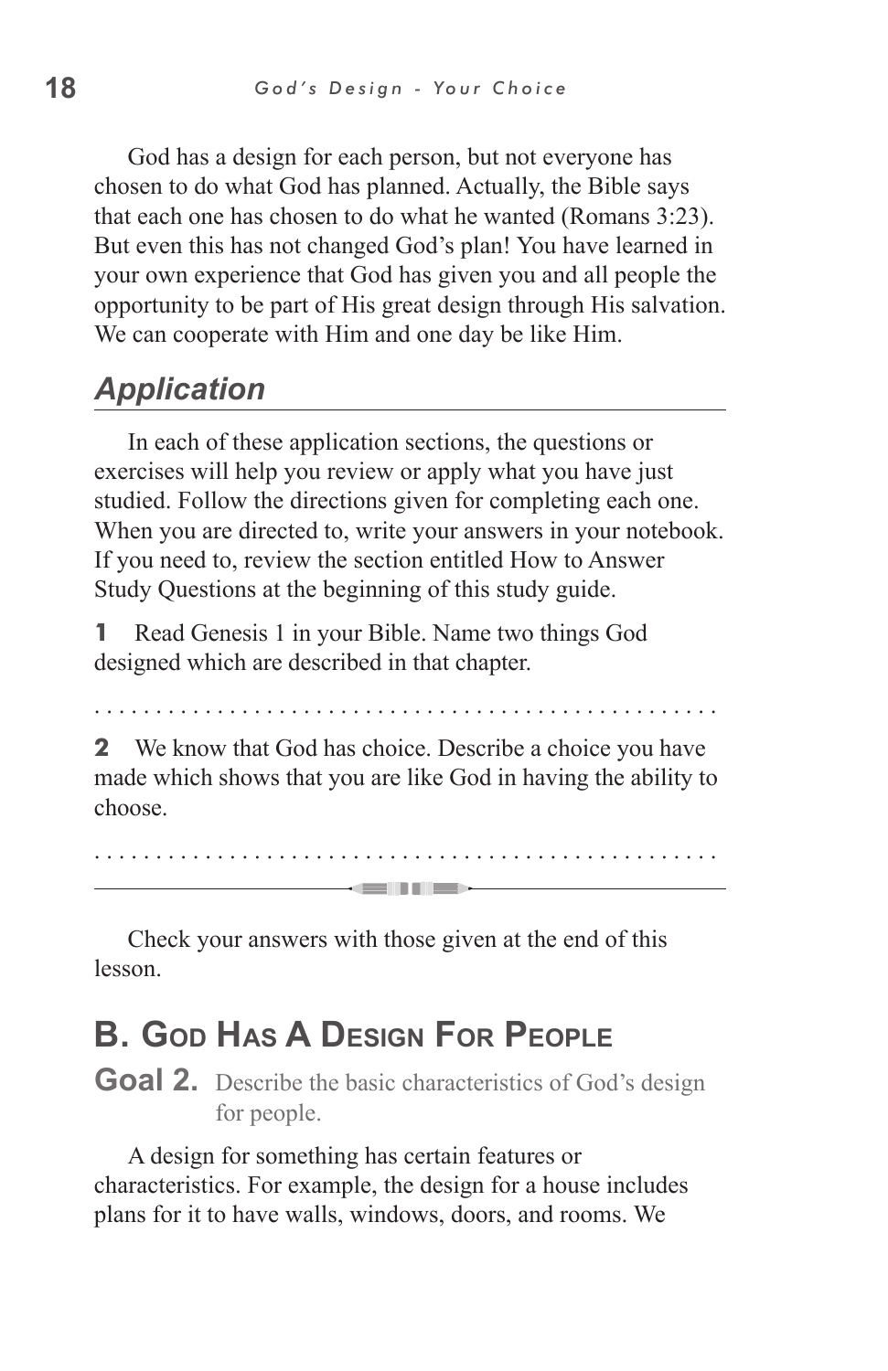God has a design for each person, but not everyone has chosen to do what God has planned. Actually, the Bible says that each one has chosen to do what he wanted (Romans 3:23). But even this has not changed God's plan! You have learned in your own experience that God has given you and all people the opportunity to be part of His great design through His salvation. We can cooperate with Him and one day be like Him.

## *Application*

In each of these application sections, the questions or exercises will help you review or apply what you have just studied. Follow the directions given for completing each one. When you are directed to, write your answers in your notebook. If you need to, review the section entitled How to Answer Study Questions at the beginning of this study guide.

**1** Read Genesis 1 in your Bible. Name two things God designed which are described in that chapter.

. . . . . . . . . . . . . . . . . . . . . . . . . . . . . . . . . . . . . . . . . . . . . . . .

**2** We know that God has choice. Describe a choice you have made which shows that you are like God in having the ability to choose.

. . . . . . . . . . . . . . . . . . . . . . . . . . . . . . . . . . . . . . . . . . . . . . . .

---

Check your answers with those given at the end of this lesson.

## B. God Has A Design For People

**Goal 2.** Describe the basic characteristics of God's design for people.

A design for something has certain features or characteristics. For example, the design for a house includes plans for it to have walls, windows, doors, and rooms. We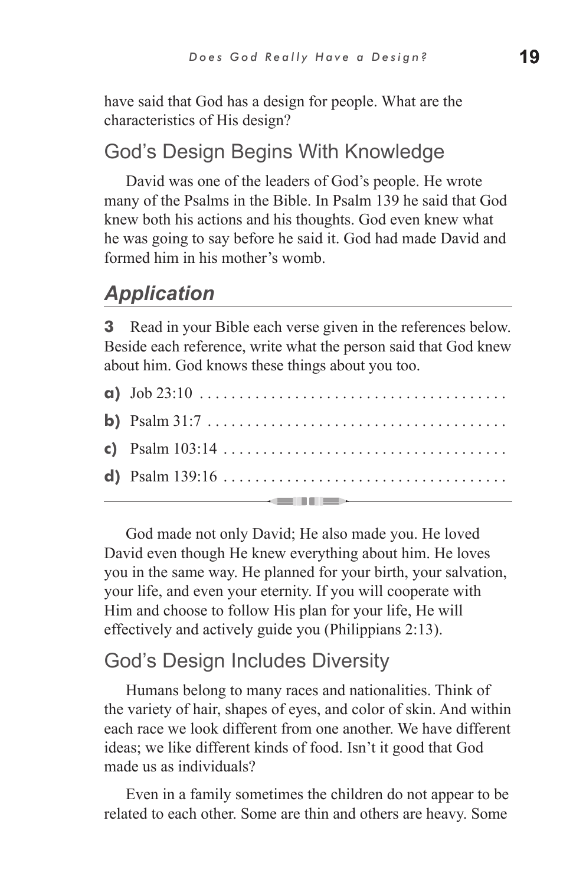have said that God has a design for people. What are the characteristics of His design?

## God's Design Begins With Knowledge

David was one of the leaders of God's people. He wrote many of the Psalms in the Bible. In Psalm 139 he said that God knew both his actions and his thoughts. God even knew what he was going to say before he said it. God had made David and formed him in his mother's womb.

### *Application*

**3** Read in your Bible each verse given in the references below. Beside each reference, write what the person said that God knew about him. God knows these things about you too.

**a)** Job 23:10 . . . . . . . . . . . . . . . . . . . . . . . . . . . . . . . . . . . . . . .

**b)** Psalm 31:7 . . . . . . . . . . . . . . . . . . . . . . . . . . . . . . . . . . . . . .

**c)** Psalm 103:14 . . . . . . . . . . . . . . . . . . . . . . . . . . . . . . . . . . . .

**d)** Psalm 139:16 . . . . . . . . . . . . . . . . . . . . . . . . . . . . . . . . . . . .

---

God made not only David; He also made you. He loved David even though He knew everything about him. He loves you in the same way. He planned for your birth, your salvation, your life, and even your eternity. If you will cooperate with Him and choose to follow His plan for your life, He will effectively and actively guide you (Philippians 2:13).

## God's Design Includes Diversity

Humans belong to many races and nationalities. Think of the variety of hair, shapes of eyes, and color of skin. And within each race we look different from one another. We have different ideas; we like different kinds of food. Isn't it good that God made us as individuals?

Even in a family sometimes the children do not appear to be related to each other. Some are thin and others are heavy. Some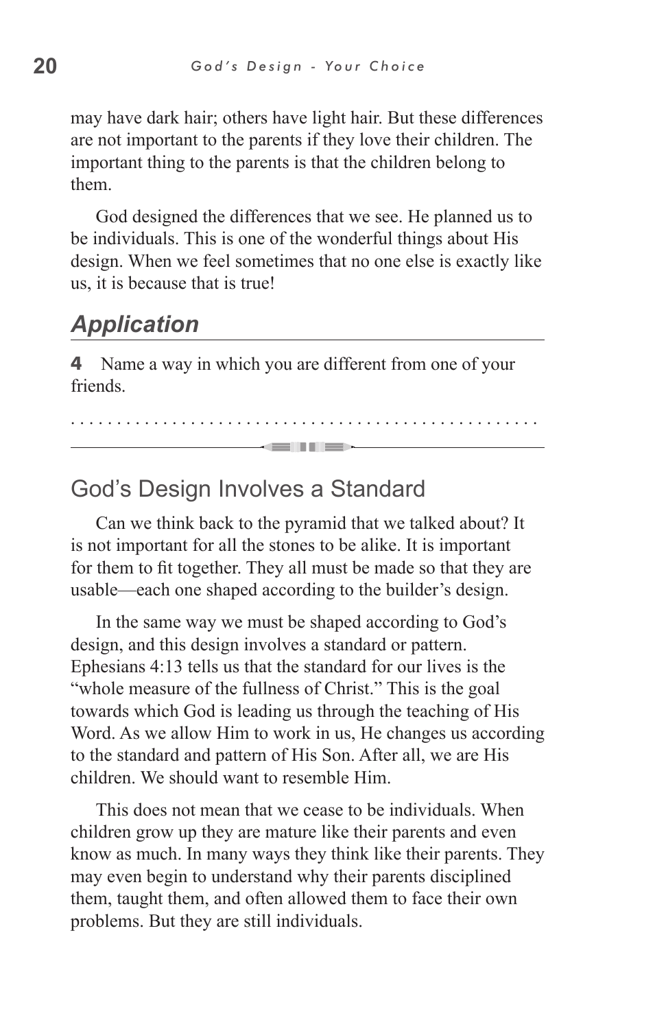may have dark hair; others have light hair. But these differences are not important to the parents if they love their children. The important thing to the parents is that the children belong to them.

God designed the differences that we see. He planned us to be individuals. This is one of the wonderful things about His design. When we feel sometimes that no one else is exactly like us, it is because that is true!

## *Application*

**4** Name a way in which you are different from one of your friends.

. . . . . . . . . . . . . . . . . . . . . . . . . . . . . . . . . . . . . . . . . . . . . . . . .

---

## God's Design Involves a Standard

Can we think back to the pyramid that we talked about? It is not important for all the stones to be alike. It is important for them to fit together. They all must be made so that they are usable—each one shaped according to the builder's design.

In the same way we must be shaped according to God's design, and this design involves a standard or pattern. Ephesians 4:13 tells us that the standard for our lives is the "whole measure of the fullness of Christ." This is the goal towards which God is leading us through the teaching of His Word. As we allow Him to work in us, He changes us according to the standard and pattern of His Son. After all, we are His children. We should want to resemble Him.

This does not mean that we cease to be individuals. When children grow up they are mature like their parents and even know as much. In many ways they think like their parents. They may even begin to understand why their parents disciplined them, taught them, and often allowed them to face their own problems. But they are still individuals.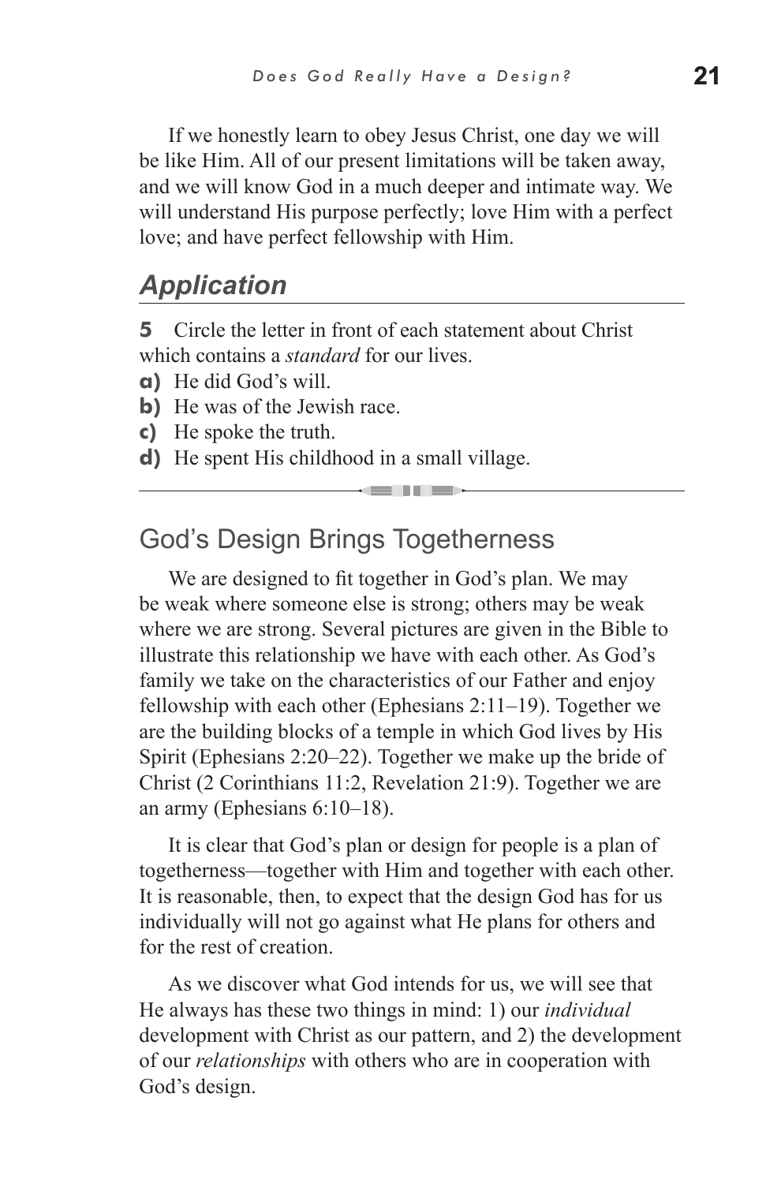If we honestly learn to obey Jesus Christ, one day we will be like Him. All of our present limitations will be taken away, and we will know God in a much deeper and intimate way. We will understand His purpose perfectly; love Him with a perfect love; and have perfect fellowship with Him.

## *Application*

**5** Circle the letter in front of each statement about Christ which contains a *standard* for our lives.

**a)** He did God's will.
**b)** He was of the Jewish race.
**c)** He spoke the truth.
**d)** He spent His childhood in a small village.

---

## God's Design Brings Togetherness

We are designed to fit together in God's plan. We may be weak where someone else is strong; others may be weak where we are strong. Several pictures are given in the Bible to illustrate this relationship we have with each other. As God's family we take on the characteristics of our Father and enjoy fellowship with each other (Ephesians 2:11–19). Together we are the building blocks of a temple in which God lives by His Spirit (Ephesians 2:20–22). Together we make up the bride of Christ (2 Corinthians 11:2, Revelation 21:9). Together we are an army (Ephesians 6:10–18).

It is clear that God's plan or design for people is a plan of togetherness—together with Him and together with each other. It is reasonable, then, to expect that the design God has for us individually will not go against what He plans for others and for the rest of creation.

As we discover what God intends for us, we will see that He always has these two things in mind: 1) our *individual* development with Christ as our pattern, and 2) the development of our *relationships* with others who are in cooperation with God's design.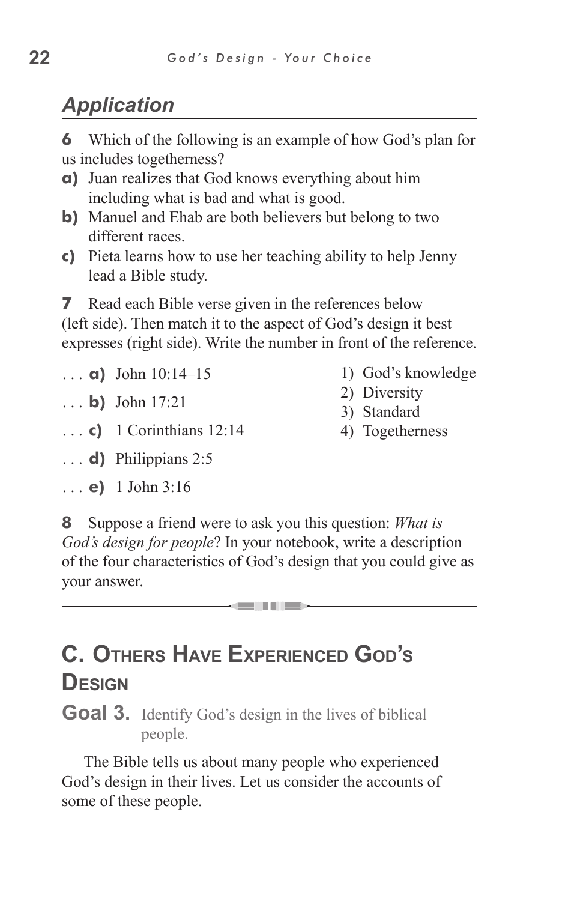## Application

**6** Which of the following is an example of how God's plan for us includes togetherness?

**a)** Juan realizes that God knows everything about him including what is bad and what is good.
**b)** Manuel and Ehab are both believers but belong to two different races.
**c)** Pieta learns how to use her teaching ability to help Jenny lead a Bible study.

**7** Read each Bible verse given in the references below (left side). Then match it to the aspect of God's design it best expresses (right side). Write the number in front of the reference.

. . . **a)** John 10:14–15
. . . **b)** John 17:21
. . . **c)** 1 Corinthians 12:14
. . . **d)** Philippians 2:5
. . . **e)** 1 John 3:16

1) God's knowledge
2) Diversity
3) Standard
4) Togetherness

**8** Suppose a friend were to ask you this question: *What is God's design for people*? In your notebook, write a description of the four characteristics of God's design that you could give as your answer.

---

## C. Others Have Experienced God's Design

**Goal 3.** Identify God's design in the lives of biblical people.

The Bible tells us about many people who experienced God's design in their lives. Let us consider the accounts of some of these people.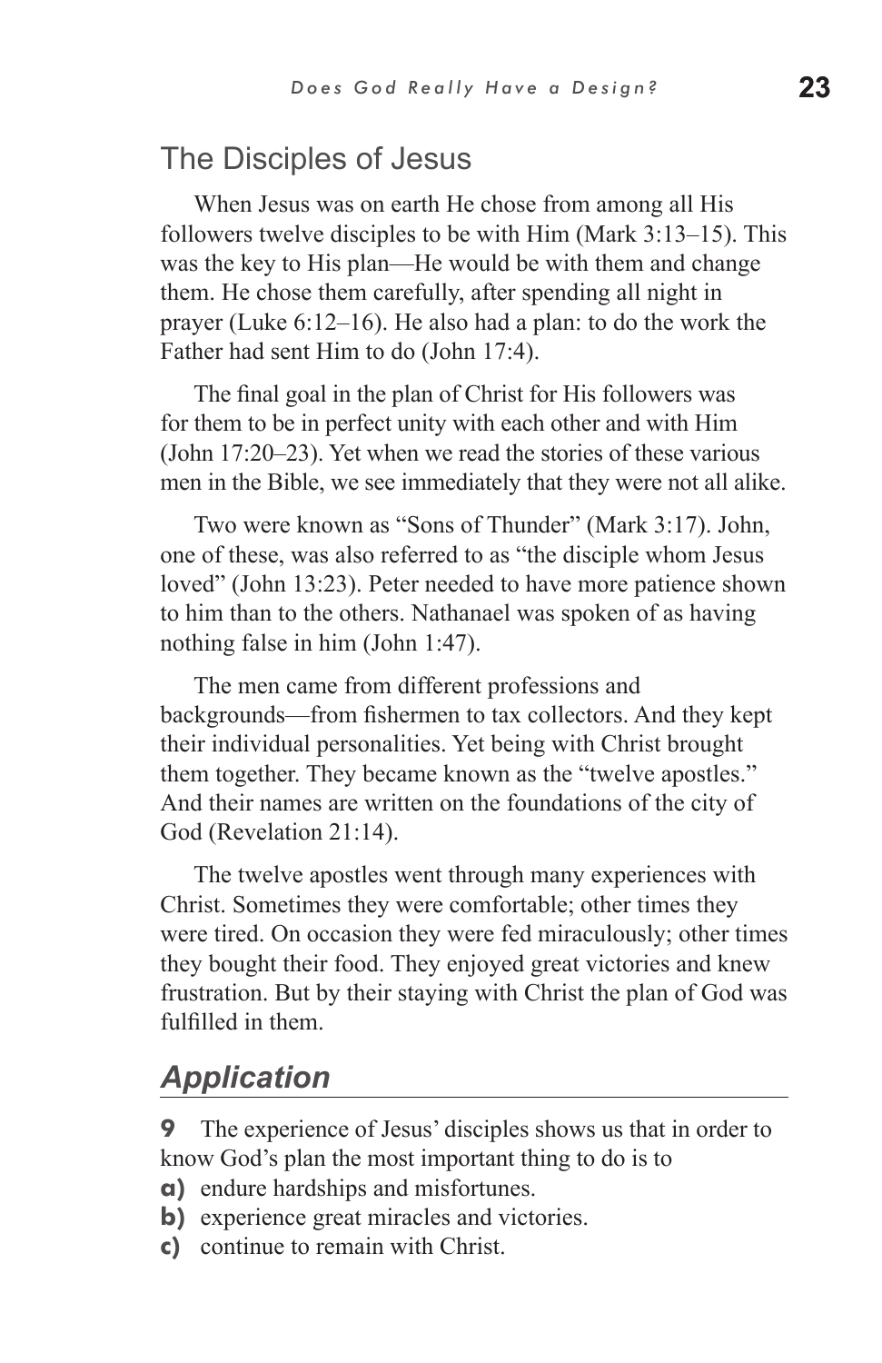## The Disciples of Jesus

When Jesus was on earth He chose from among all His followers twelve disciples to be with Him (Mark 3:13–15). This was the key to His plan—He would be with them and change them. He chose them carefully, after spending all night in prayer (Luke 6:12–16). He also had a plan: to do the work the Father had sent Him to do (John 17:4).

The final goal in the plan of Christ for His followers was for them to be in perfect unity with each other and with Him (John 17:20–23). Yet when we read the stories of these various men in the Bible, we see immediately that they were not all alike.

Two were known as "Sons of Thunder" (Mark 3:17). John, one of these, was also referred to as "the disciple whom Jesus loved" (John 13:23). Peter needed to have more patience shown to him than to the others. Nathanael was spoken of as having nothing false in him (John 1:47).

The men came from different professions and backgrounds—from fishermen to tax collectors. And they kept their individual personalities. Yet being with Christ brought them together. They became known as the "twelve apostles." And their names are written on the foundations of the city of God (Revelation 21:14).

The twelve apostles went through many experiences with Christ. Sometimes they were comfortable; other times they were tired. On occasion they were fed miraculously; other times they bought their food. They enjoyed great victories and knew frustration. But by their staying with Christ the plan of God was fulfilled in them.

## *Application*

**9** The experience of Jesus' disciples shows us that in order to know God's plan the most important thing to do is to

**a)** endure hardships and misfortunes.
**b)** experience great miracles and victories.
**c)** continue to remain with Christ.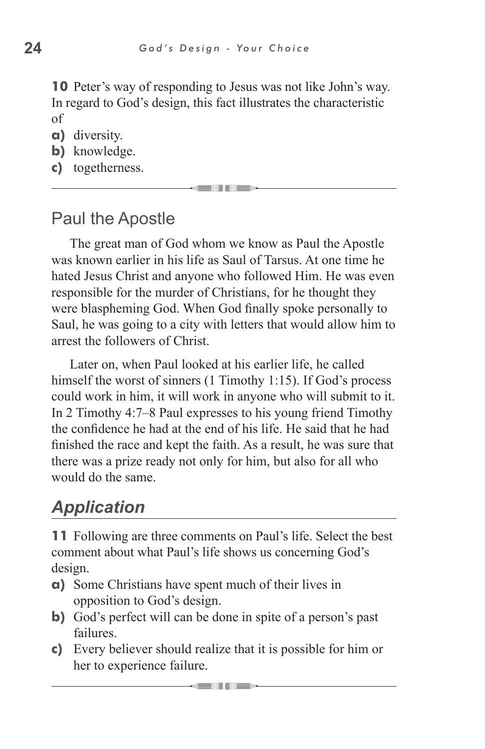**10** Peter's way of responding to Jesus was not like John's way. In regard to God's design, this fact illustrates the characteristic of

**a)** diversity.
**b)** knowledge.
**c)** togetherness.

---

## Paul the Apostle

The great man of God whom we know as Paul the Apostle was known earlier in his life as Saul of Tarsus. At one time he hated Jesus Christ and anyone who followed Him. He was even responsible for the murder of Christians, for he thought they were blaspheming God. When God finally spoke personally to Saul, he was going to a city with letters that would allow him to arrest the followers of Christ.

Later on, when Paul looked at his earlier life, he called himself the worst of sinners (1 Timothy 1:15). If God's process could work in him, it will work in anyone who will submit to it. In 2 Timothy 4:7–8 Paul expresses to his young friend Timothy the confidence he had at the end of his life. He said that he had finished the race and kept the faith. As a result, he was sure that there was a prize ready not only for him, but also for all who would do the same.

## *Application*

**11** Following are three comments on Paul's life. Select the best comment about what Paul's life shows us concerning God's design.

**a)** Some Christians have spent much of their lives in opposition to God's design.
**b)** God's perfect will can be done in spite of a person's past failures.
**c)** Every believer should realize that it is possible for him or her to experience failure.

---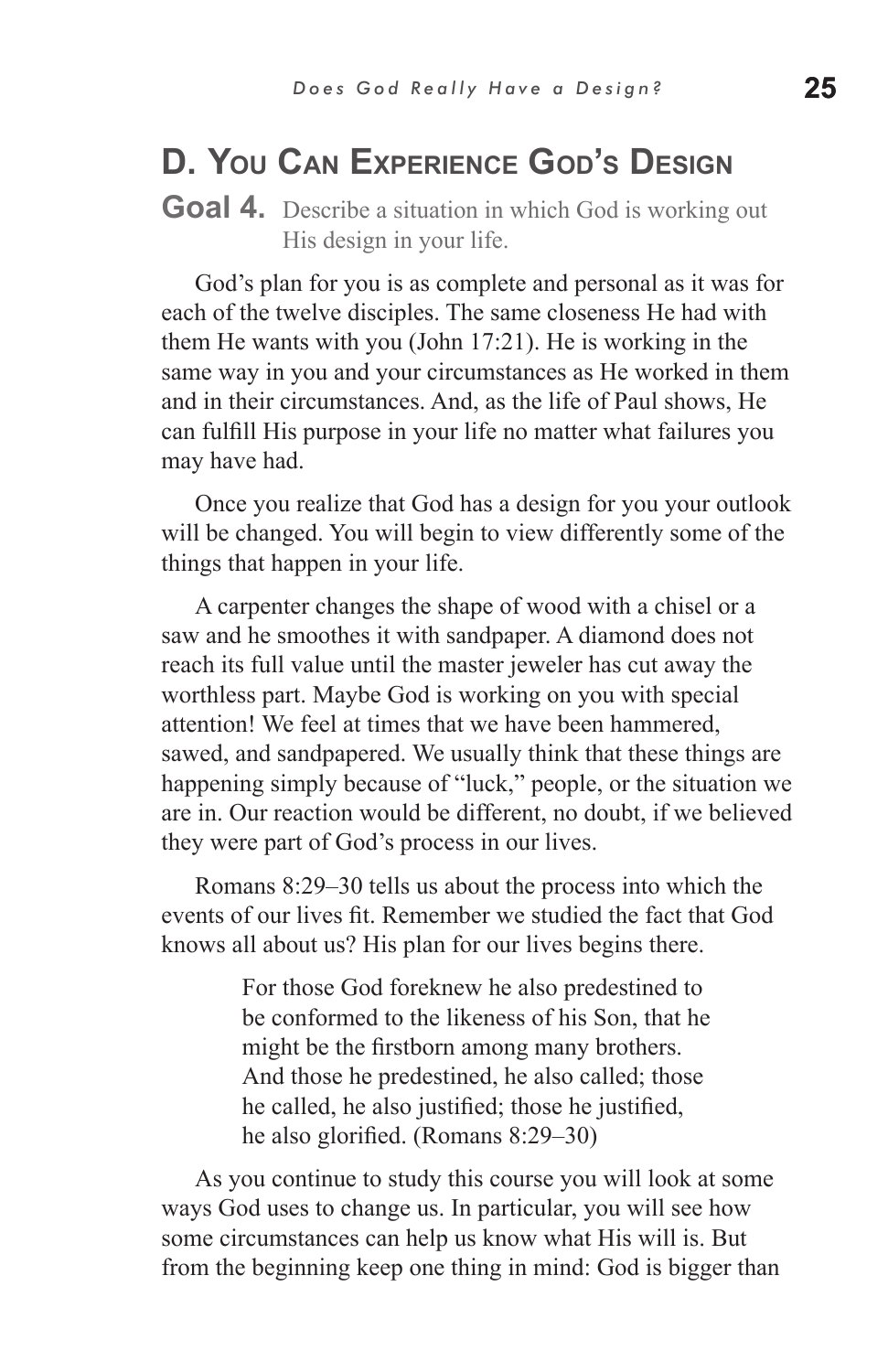## D. You Can Experience God's Design

**Goal 4.** Describe a situation in which God is working out His design in your life.

God's plan for you is as complete and personal as it was for each of the twelve disciples. The same closeness He had with them He wants with you (John 17:21). He is working in the same way in you and your circumstances as He worked in them and in their circumstances. And, as the life of Paul shows, He can fulfill His purpose in your life no matter what failures you may have had.

Once you realize that God has a design for you your outlook will be changed. You will begin to view differently some of the things that happen in your life.

A carpenter changes the shape of wood with a chisel or a saw and he smoothes it with sandpaper. A diamond does not reach its full value until the master jeweler has cut away the worthless part. Maybe God is working on you with special attention! We feel at times that we have been hammered, sawed, and sandpapered. We usually think that these things are happening simply because of "luck," people, or the situation we are in. Our reaction would be different, no doubt, if we believed they were part of God's process in our lives.

Romans 8:29–30 tells us about the process into which the events of our lives fit. Remember we studied the fact that God knows all about us? His plan for our lives begins there.

> For those God foreknew he also predestined to be conformed to the likeness of his Son, that he might be the firstborn among many brothers. And those he predestined, he also called; those he called, he also justified; those he justified, he also glorified. (Romans 8:29–30)

As you continue to study this course you will look at some ways God uses to change us. In particular, you will see how some circumstances can help us know what His will is. But from the beginning keep one thing in mind: God is bigger than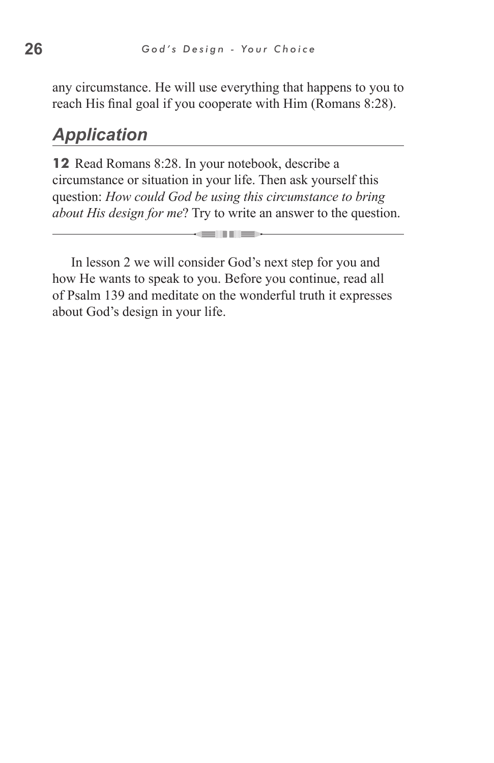any circumstance. He will use everything that happens to you to reach His final goal if you cooperate with Him (Romans 8:28).

## *Application*

**12** Read Romans 8:28. In your notebook, describe a circumstance or situation in your life. Then ask yourself this question: *How could God be using this circumstance to bring about His design for me*? Try to write an answer to the question.

---

In lesson 2 we will consider God's next step for you and how He wants to speak to you. Before you continue, read all of Psalm 139 and meditate on the wonderful truth it expresses about God's design in your life.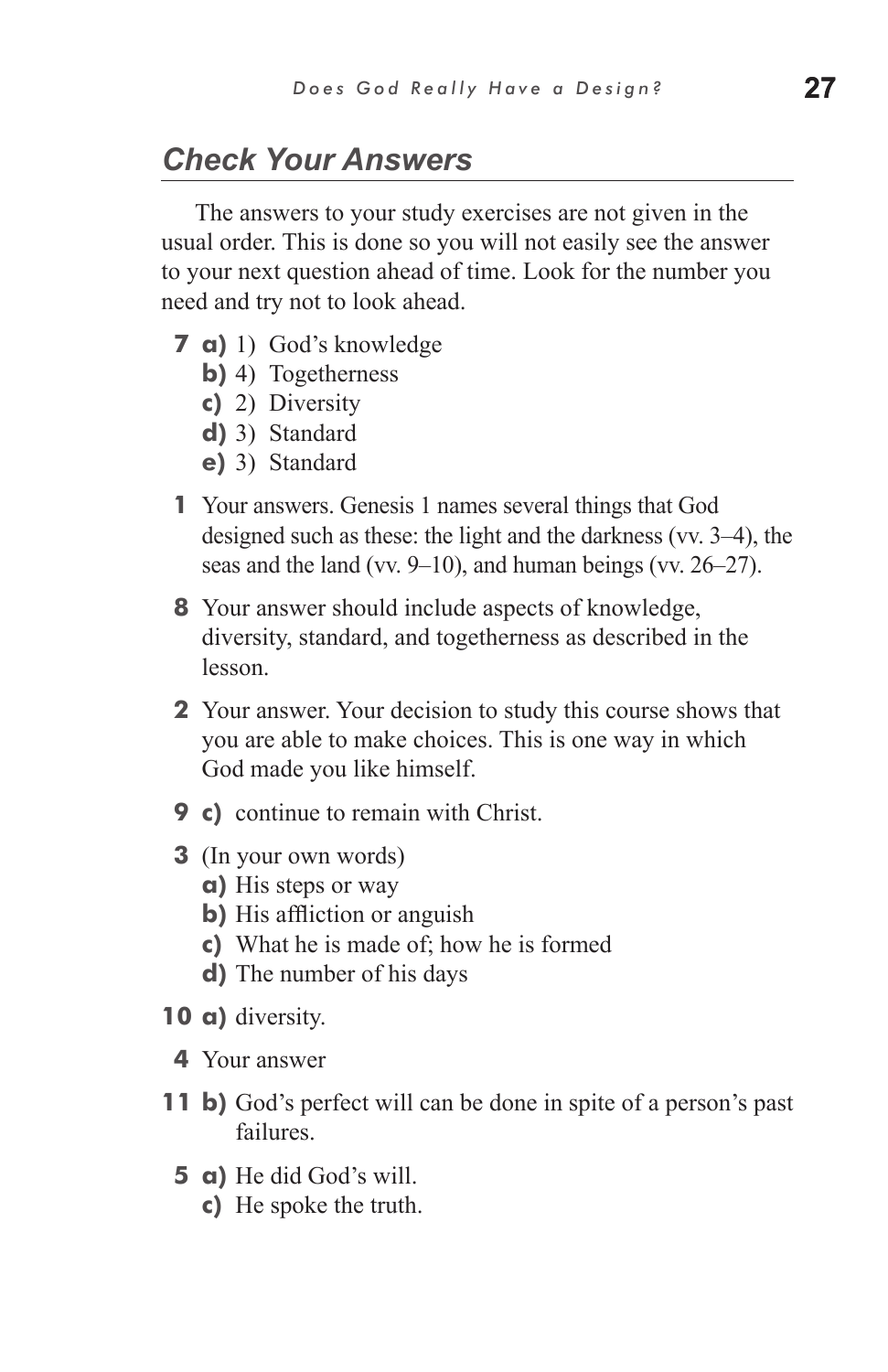## Check Your Answers

The answers to your study exercises are not given in the usual order. This is done so you will not easily see the answer to your next question ahead of time. Look for the number you need and try not to look ahead.

**7** **a)** 1) God's knowledge
**b)** 4) Togetherness
**c)** 2) Diversity
**d)** 3) Standard
**e)** 3) Standard

**1** Your answers. Genesis 1 names several things that God designed such as these: the light and the darkness (vv. 3–4), the seas and the land (vv. 9–10), and human beings (vv. 26–27).

**8** Your answer should include aspects of knowledge, diversity, standard, and togetherness as described in the lesson.

**2** Your answer. Your decision to study this course shows that you are able to make choices. This is one way in which God made you like himself.

**9** **c)** continue to remain with Christ.

**3** (In your own words)
**a)** His steps or way
**b)** His affliction or anguish
**c)** What he is made of; how he is formed
**d)** The number of his days

**10** **a)** diversity.

**4** Your answer

**11** **b)** God's perfect will can be done in spite of a person's past failures.

**5** **a)** He did God's will.
**c)** He spoke the truth.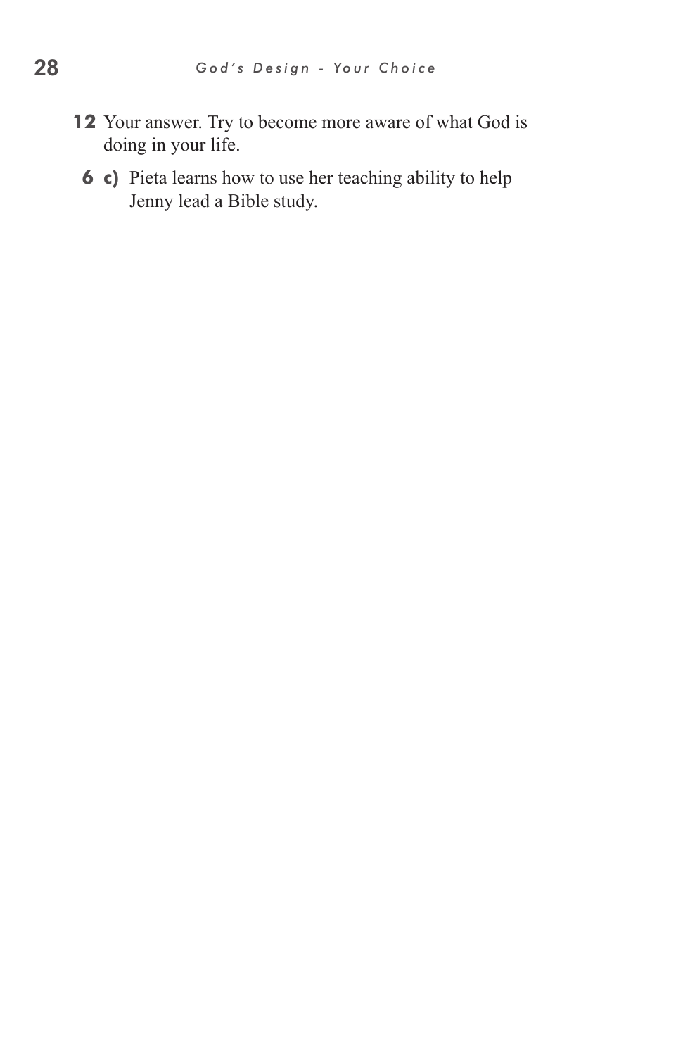**12** Your answer. Try to become more aware of what God is doing in your life.

**6 c)** Pieta learns how to use her teaching ability to help Jenny lead a Bible study.